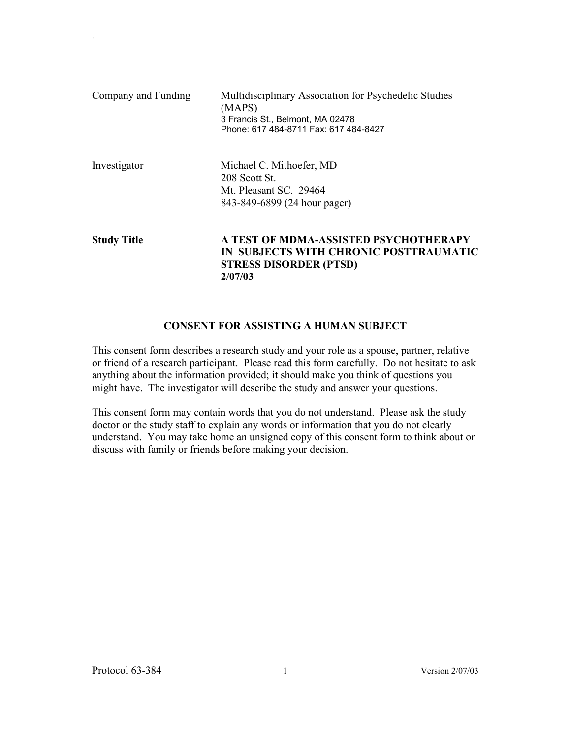| | |
|---|---|
| Company and Funding | Multidisciplinary Association for Psychedelic Studies (MAPS)<br>3 Francis St., Belmont, MA 02478<br>Phone: 617 484-8711 Fax: 617 484-8427 |
| Investigator | Michael C. Mithoefer, MD<br>208 Scott St.<br>Mt. Pleasant SC. 29464<br>843-849-6899 (24 hour pager) |
| **Study Title** | **A TEST OF MDMA-ASSISTED PSYCHOTHERAPY IN SUBJECTS WITH CHRONIC POSTTRAUMATIC STRESS DISORDER (PTSD)**<br>**2/07/03** |

## CONSENT FOR ASSISTING A HUMAN SUBJECT

This consent form describes a research study and your role as a spouse, partner, relative or friend of a research participant. Please read this form carefully. Do not hesitate to ask anything about the information provided; it should make you think of questions you might have. The investigator will describe the study and answer your questions.

This consent form may contain words that you do not understand. Please ask the study doctor or the study staff to explain any words or information that you do not clearly understand. You may take home an unsigned copy of this consent form to think about or discuss with family or friends before making your decision.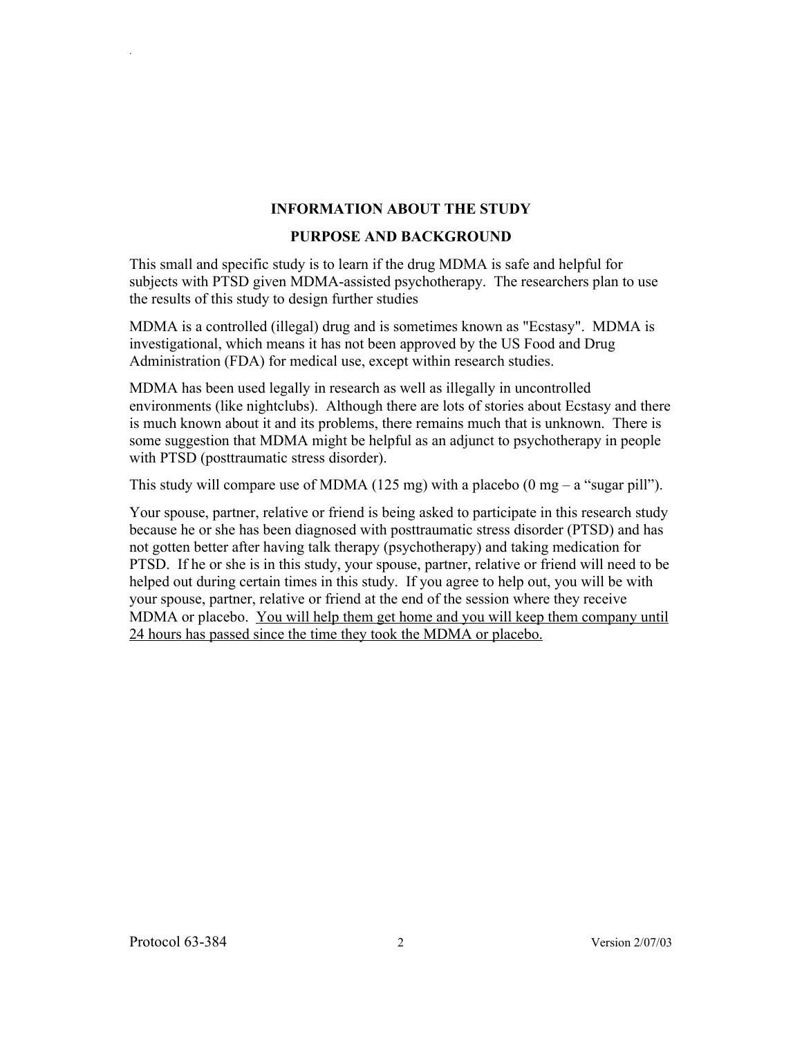## INFORMATION ABOUT THE STUDY

### PURPOSE AND BACKGROUND

This small and specific study is to learn if the drug MDMA is safe and helpful for subjects with PTSD given MDMA-assisted psychotherapy. The researchers plan to use the results of this study to design further studies

MDMA is a controlled (illegal) drug and is sometimes known as "Ecstasy". MDMA is investigational, which means it has not been approved by the US Food and Drug Administration (FDA) for medical use, except within research studies.

MDMA has been used legally in research as well as illegally in uncontrolled environments (like nightclubs). Although there are lots of stories about Ecstasy and there is much known about it and its problems, there remains much that is unknown. There is some suggestion that MDMA might be helpful as an adjunct to psychotherapy in people with PTSD (posttraumatic stress disorder).

This study will compare use of MDMA (125 mg) with a placebo (0 mg – a "sugar pill").

Your spouse, partner, relative or friend is being asked to participate in this research study because he or she has been diagnosed with posttraumatic stress disorder (PTSD) and has not gotten better after having talk therapy (psychotherapy) and taking medication for PTSD. If he or she is in this study, your spouse, partner, relative or friend will need to be helped out during certain times in this study. If you agree to help out, you will be with your spouse, partner, relative or friend at the end of the session where they receive MDMA or placebo. <u>You will help them get home and you will keep them company until 24 hours has passed since the time they took the MDMA or placebo.</u>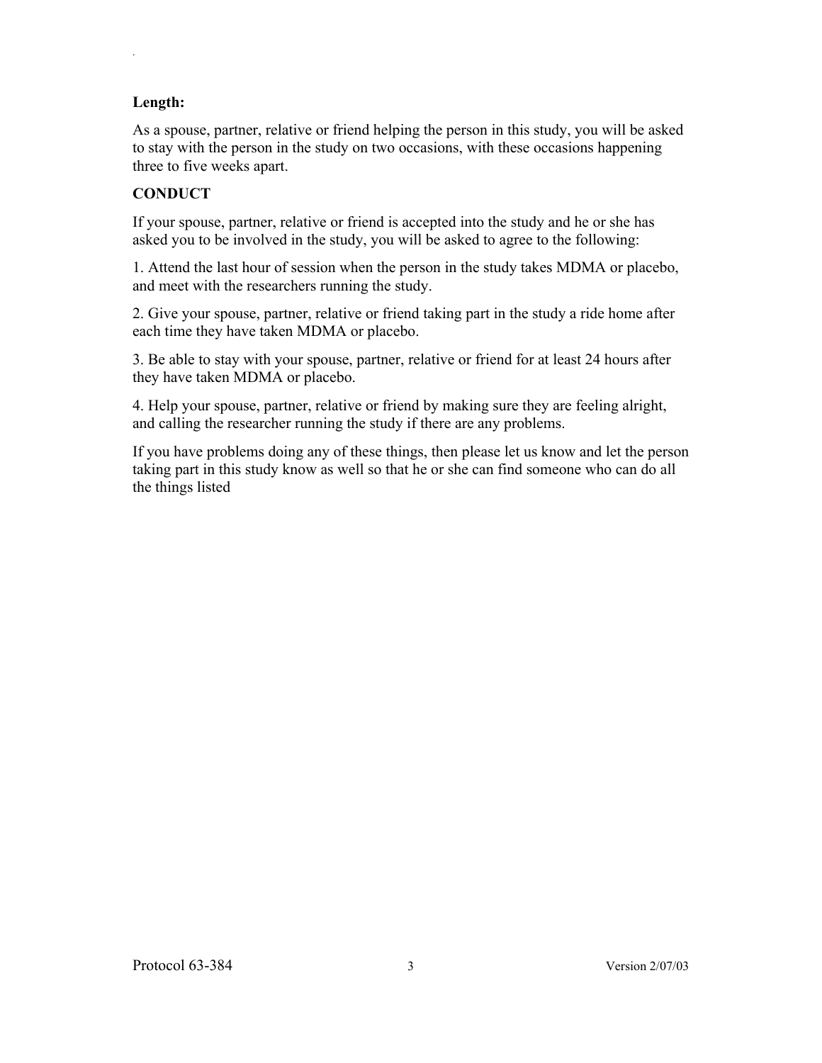**Length:**

As a spouse, partner, relative or friend helping the person in this study, you will be asked to stay with the person in the study on two occasions, with these occasions happening three to five weeks apart.

**CONDUCT**

If your spouse, partner, relative or friend is accepted into the study and he or she has asked you to be involved in the study, you will be asked to agree to the following:

1. Attend the last hour of session when the person in the study takes MDMA or placebo, and meet with the researchers running the study.

2. Give your spouse, partner, relative or friend taking part in the study a ride home after each time they have taken MDMA or placebo.

3. Be able to stay with your spouse, partner, relative or friend for at least 24 hours after they have taken MDMA or placebo.

4. Help your spouse, partner, relative or friend by making sure they are feeling alright, and calling the researcher running the study if there are any problems.

If you have problems doing any of these things, then please let us know and let the person taking part in this study know as well so that he or she can find someone who can do all the things listed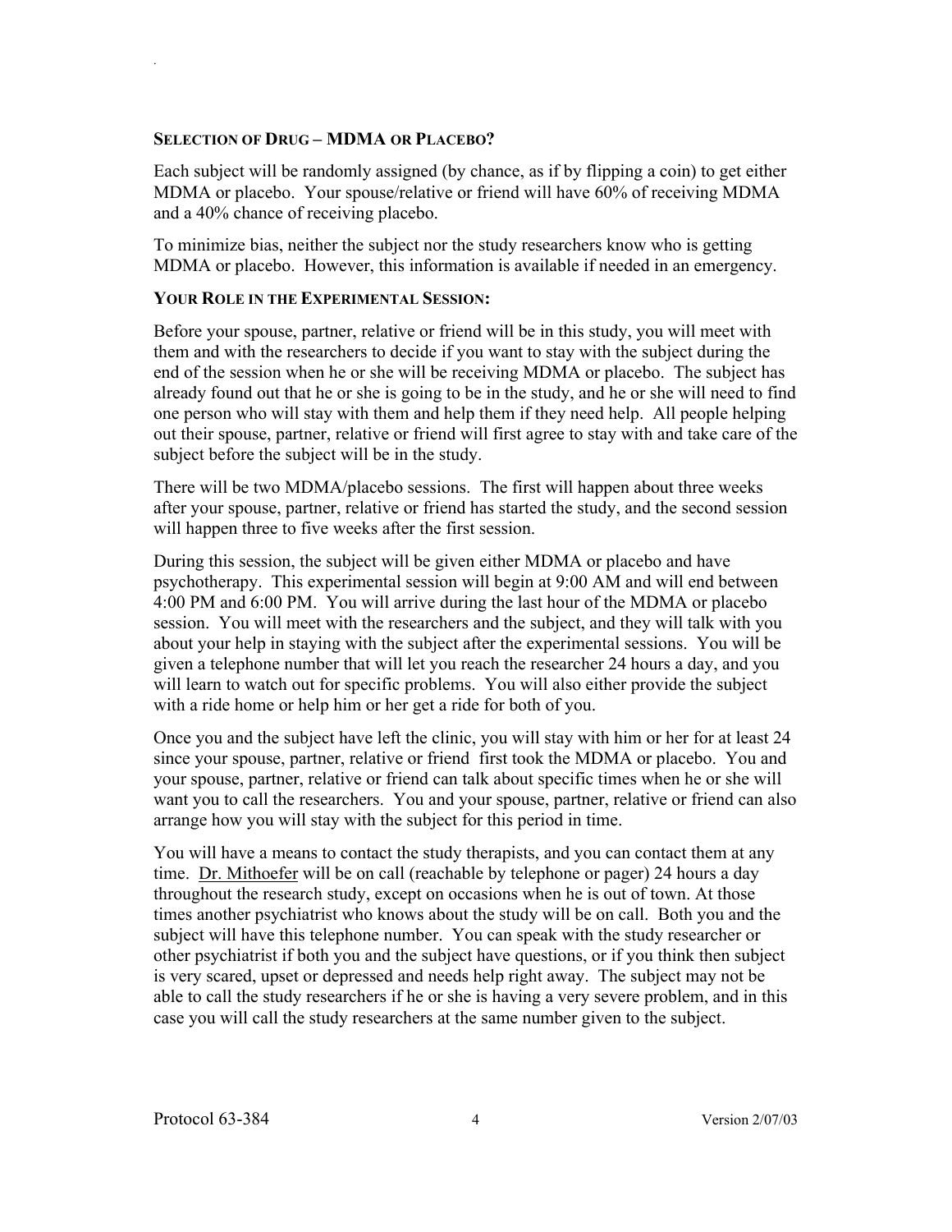### SELECTION OF DRUG – MDMA OR PLACEBO?

Each subject will be randomly assigned (by chance, as if by flipping a coin) to get either MDMA or placebo. Your spouse/relative or friend will have 60% of receiving MDMA and a 40% chance of receiving placebo.

To minimize bias, neither the subject nor the study researchers know who is getting MDMA or placebo. However, this information is available if needed in an emergency.

### YOUR ROLE IN THE EXPERIMENTAL SESSION:

Before your spouse, partner, relative or friend will be in this study, you will meet with them and with the researchers to decide if you want to stay with the subject during the end of the session when he or she will be receiving MDMA or placebo. The subject has already found out that he or she is going to be in the study, and he or she will need to find one person who will stay with them and help them if they need help. All people helping out their spouse, partner, relative or friend will first agree to stay with and take care of the subject before the subject will be in the study.

There will be two MDMA/placebo sessions. The first will happen about three weeks after your spouse, partner, relative or friend has started the study, and the second session will happen three to five weeks after the first session.

During this session, the subject will be given either MDMA or placebo and have psychotherapy. This experimental session will begin at 9:00 AM and will end between 4:00 PM and 6:00 PM. You will arrive during the last hour of the MDMA or placebo session. You will meet with the researchers and the subject, and they will talk with you about your help in staying with the subject after the experimental sessions. You will be given a telephone number that will let you reach the researcher 24 hours a day, and you will learn to watch out for specific problems. You will also either provide the subject with a ride home or help him or her get a ride for both of you.

Once you and the subject have left the clinic, you will stay with him or her for at least 24 since your spouse, partner, relative or friend first took the MDMA or placebo. You and your spouse, partner, relative or friend can talk about specific times when he or she will want you to call the researchers. You and your spouse, partner, relative or friend can also arrange how you will stay with the subject for this period in time.

You will have a means to contact the study therapists, and you can contact them at any time. Dr. Mithoefer will be on call (reachable by telephone or pager) 24 hours a day throughout the research study, except on occasions when he is out of town. At those times another psychiatrist who knows about the study will be on call. Both you and the subject will have this telephone number. You can speak with the study researcher or other psychiatrist if both you and the subject have questions, or if you think then subject is very scared, upset or depressed and needs help right away. The subject may not be able to call the study researchers if he or she is having a very severe problem, and in this case you will call the study researchers at the same number given to the subject.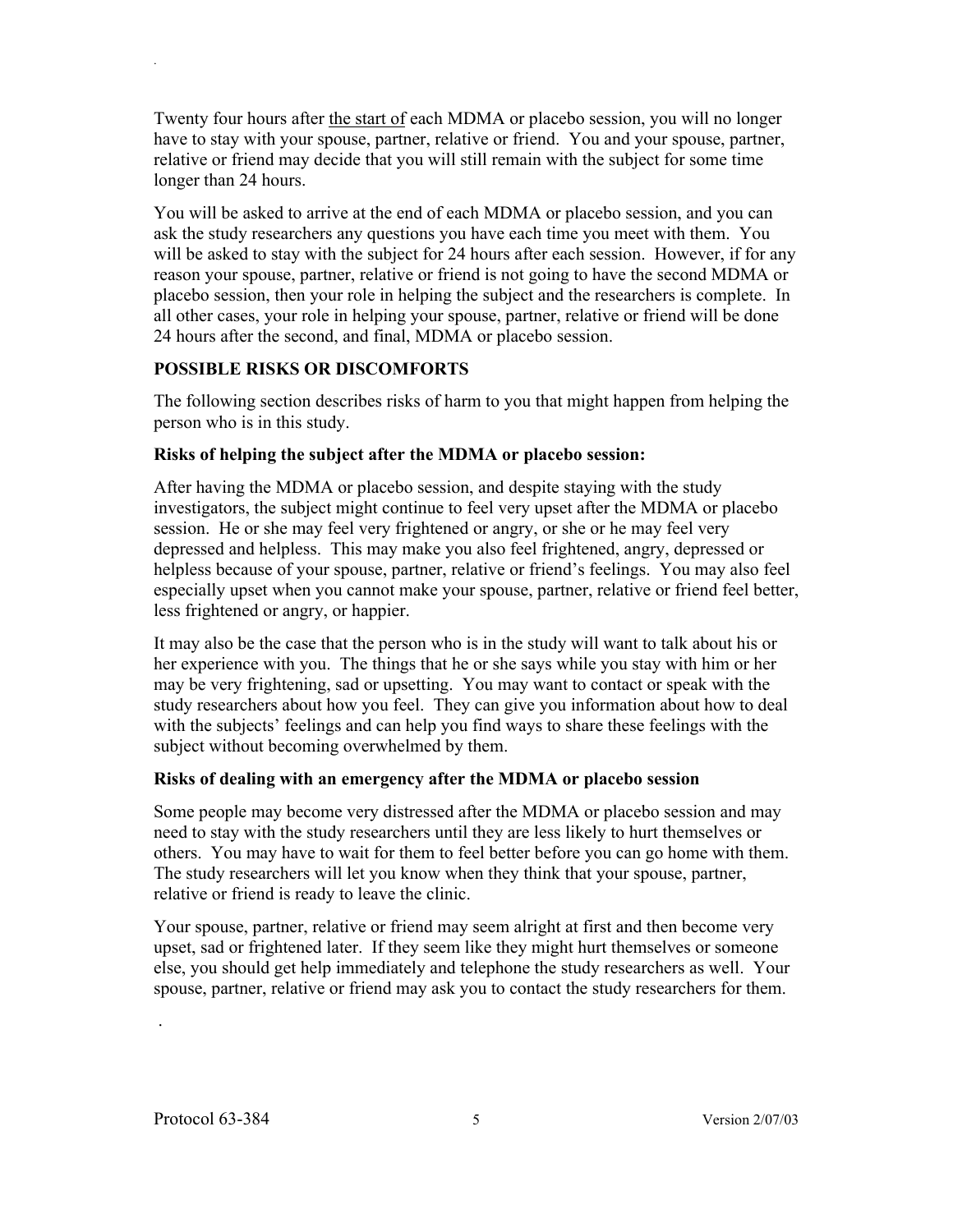Twenty four hours after the start of each MDMA or placebo session, you will no longer have to stay with your spouse, partner, relative or friend. You and your spouse, partner, relative or friend may decide that you will still remain with the subject for some time longer than 24 hours.

You will be asked to arrive at the end of each MDMA or placebo session, and you can ask the study researchers any questions you have each time you meet with them. You will be asked to stay with the subject for 24 hours after each session. However, if for any reason your spouse, partner, relative or friend is not going to have the second MDMA or placebo session, then your role in helping the subject and the researchers is complete. In all other cases, your role in helping your spouse, partner, relative or friend will be done 24 hours after the second, and final, MDMA or placebo session.

**POSSIBLE RISKS OR DISCOMFORTS**

The following section describes risks of harm to you that might happen from helping the person who is in this study.

**Risks of helping the subject after the MDMA or placebo session:**

After having the MDMA or placebo session, and despite staying with the study investigators, the subject might continue to feel very upset after the MDMA or placebo session. He or she may feel very frightened or angry, or she or he may feel very depressed and helpless. This may make you also feel frightened, angry, depressed or helpless because of your spouse, partner, relative or friend's feelings. You may also feel especially upset when you cannot make your spouse, partner, relative or friend feel better, less frightened or angry, or happier.

It may also be the case that the person who is in the study will want to talk about his or her experience with you. The things that he or she says while you stay with him or her may be very frightening, sad or upsetting. You may want to contact or speak with the study researchers about how you feel. They can give you information about how to deal with the subjects' feelings and can help you find ways to share these feelings with the subject without becoming overwhelmed by them.

**Risks of dealing with an emergency after the MDMA or placebo session**

Some people may become very distressed after the MDMA or placebo session and may need to stay with the study researchers until they are less likely to hurt themselves or others. You may have to wait for them to feel better before you can go home with them. The study researchers will let you know when they think that your spouse, partner, relative or friend is ready to leave the clinic.

Your spouse, partner, relative or friend may seem alright at first and then become very upset, sad or frightened later. If they seem like they might hurt themselves or someone else, you should get help immediately and telephone the study researchers as well. Your spouse, partner, relative or friend may ask you to contact the study researchers for them.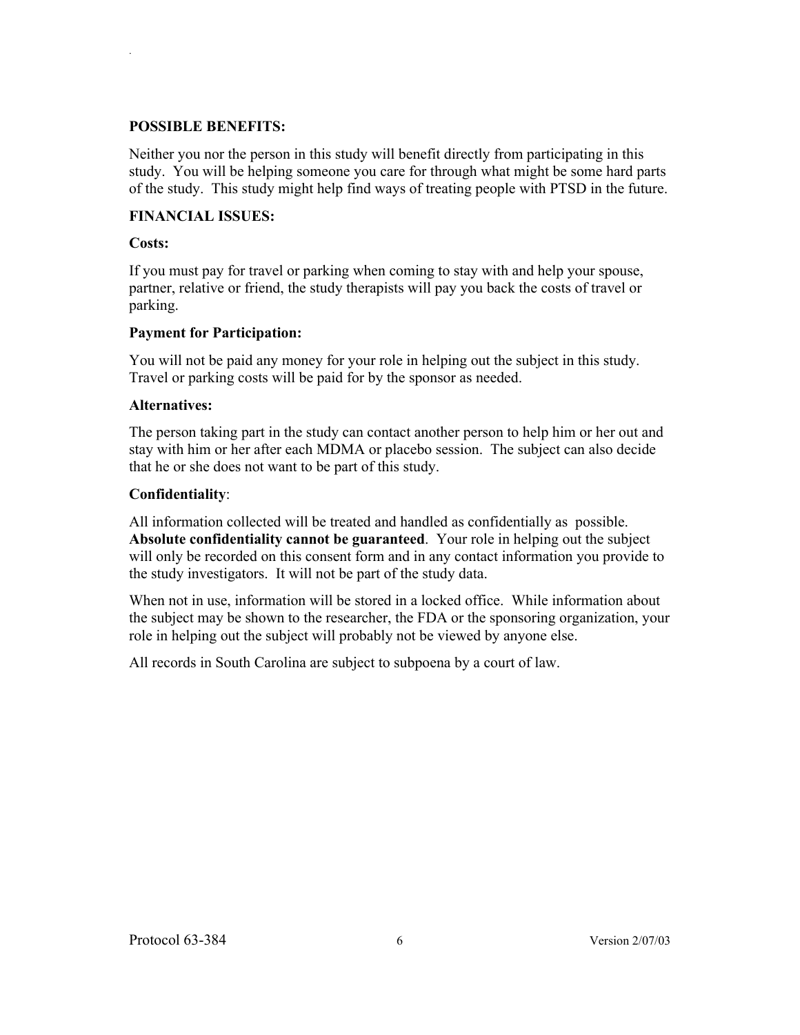**POSSIBLE BENEFITS:**

Neither you nor the person in this study will benefit directly from participating in this study. You will be helping someone you care for through what might be some hard parts of the study. This study might help find ways of treating people with PTSD in the future.

**FINANCIAL ISSUES:**

**Costs:**

If you must pay for travel or parking when coming to stay with and help your spouse, partner, relative or friend, the study therapists will pay you back the costs of travel or parking.

**Payment for Participation:**

You will not be paid any money for your role in helping out the subject in this study. Travel or parking costs will be paid for by the sponsor as needed.

**Alternatives:**

The person taking part in the study can contact another person to help him or her out and stay with him or her after each MDMA or placebo session. The subject can also decide that he or she does not want to be part of this study.

**Confidentiality**:

All information collected will be treated and handled as confidentially as possible. **Absolute confidentiality cannot be guaranteed**. Your role in helping out the subject will only be recorded on this consent form and in any contact information you provide to the study investigators. It will not be part of the study data.

When not in use, information will be stored in a locked office. While information about the subject may be shown to the researcher, the FDA or the sponsoring organization, your role in helping out the subject will probably not be viewed by anyone else.

All records in South Carolina are subject to subpoena by a court of law.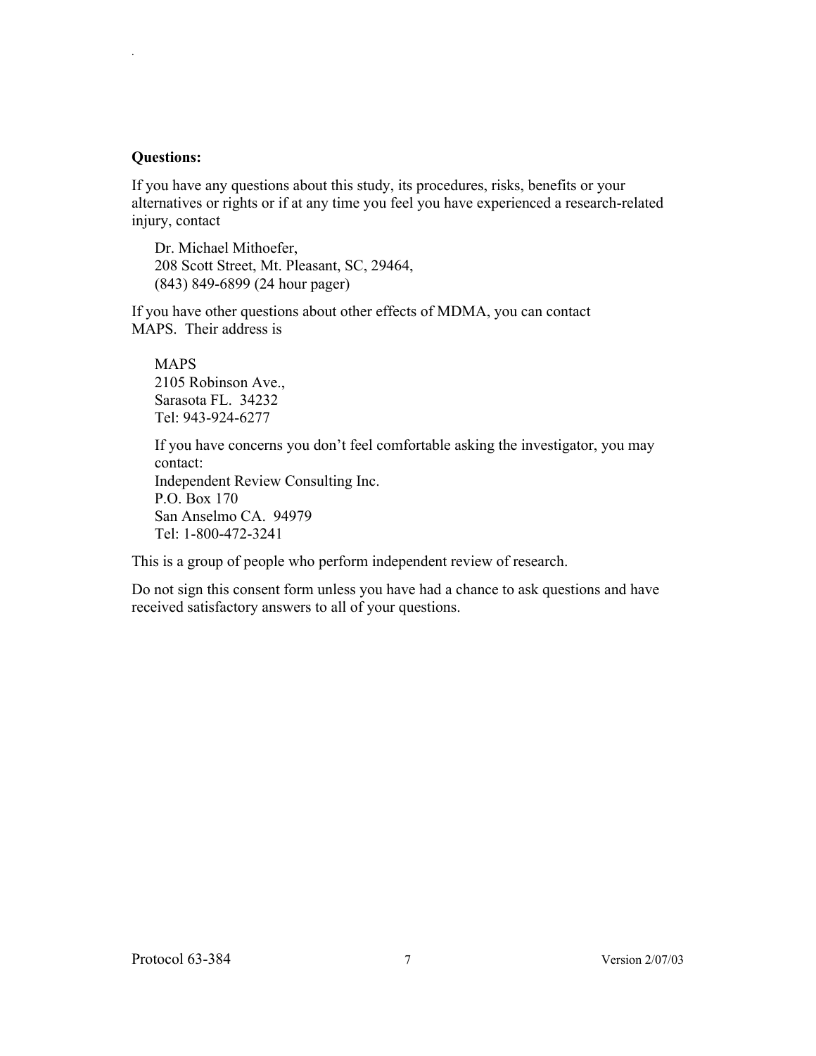**Questions:**

If you have any questions about this study, its procedures, risks, benefits or your alternatives or rights or if at any time you feel you have experienced a research-related injury, contact

Dr. Michael Mithoefer,
208 Scott Street, Mt. Pleasant, SC, 29464,
(843) 849-6899 (24 hour pager)

If you have other questions about other effects of MDMA, you can contact MAPS. Their address is

MAPS
2105 Robinson Ave.,
Sarasota FL. 34232
Tel: 943-924-6277

If you have concerns you don't feel comfortable asking the investigator, you may contact:
Independent Review Consulting Inc.
P.O. Box 170
San Anselmo CA. 94979
Tel: 1-800-472-3241

This is a group of people who perform independent review of research.

Do not sign this consent form unless you have had a chance to ask questions and have received satisfactory answers to all of your questions.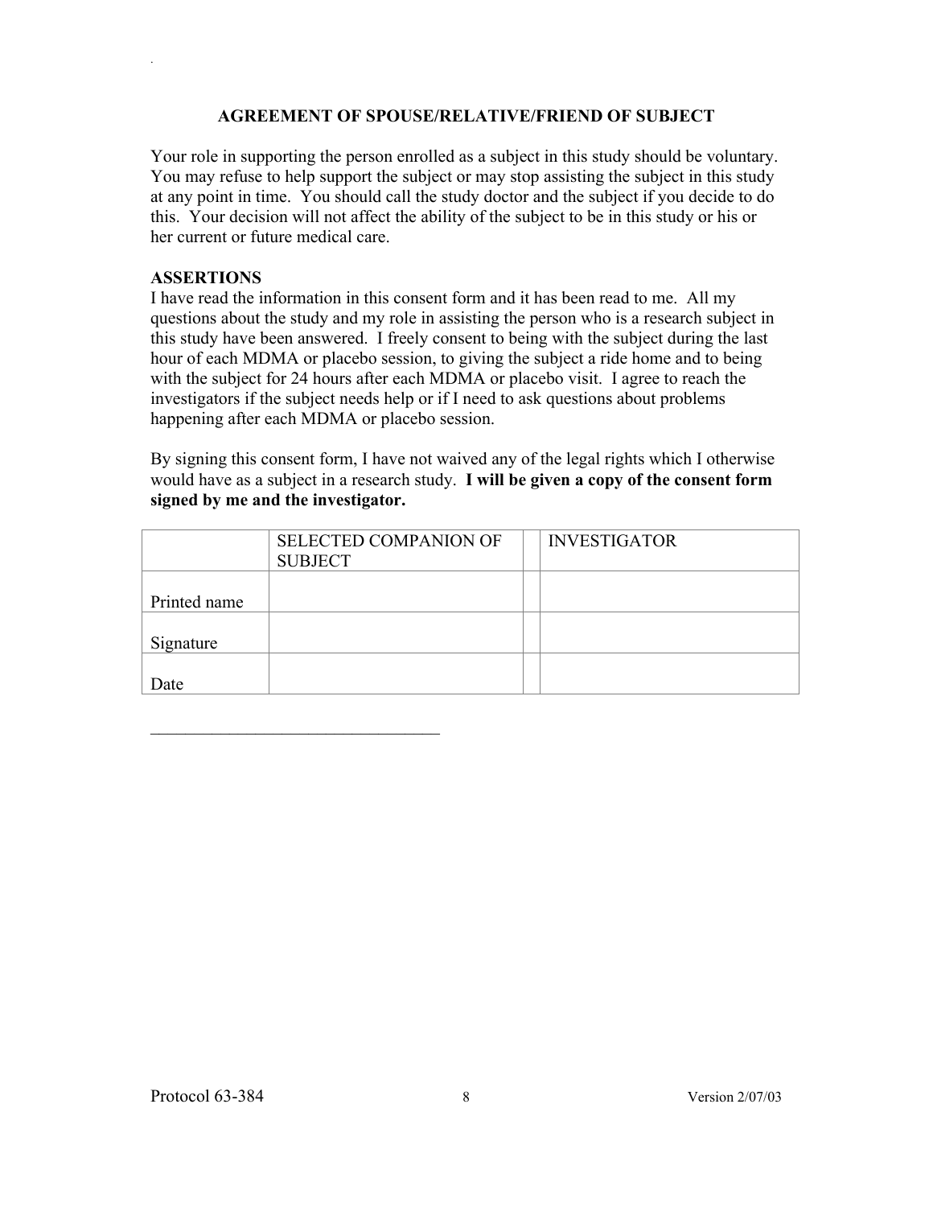## AGREEMENT OF SPOUSE/RELATIVE/FRIEND OF SUBJECT

Your role in supporting the person enrolled as a subject in this study should be voluntary. You may refuse to help support the subject or may stop assisting the subject in this study at any point in time. You should call the study doctor and the subject if you decide to do this. Your decision will not affect the ability of the subject to be in this study or his or her current or future medical care.

**ASSERTIONS**

I have read the information in this consent form and it has been read to me. All my questions about the study and my role in assisting the person who is a research subject in this study have been answered. I freely consent to being with the subject during the last hour of each MDMA or placebo session, to giving the subject a ride home and to being with the subject for 24 hours after each MDMA or placebo visit. I agree to reach the investigators if the subject needs help or if I need to ask questions about problems happening after each MDMA or placebo session.

By signing this consent form, I have not waived any of the legal rights which I otherwise would have as a subject in a research study. **I will be given a copy of the consent form signed by me and the investigator.**

| | SELECTED COMPANION OF SUBJECT | | INVESTIGATOR |
|---|---|---|---|
| Printed name | | | |
| Signature | | | |
| Date | | | |

\_\_\_\_\_\_\_\_\_\_\_\_\_\_\_\_\_\_\_\_\_\_\_\_\_\_\_\_\_\_\_\_\_

Protocol 63-384 Version 2/07/03